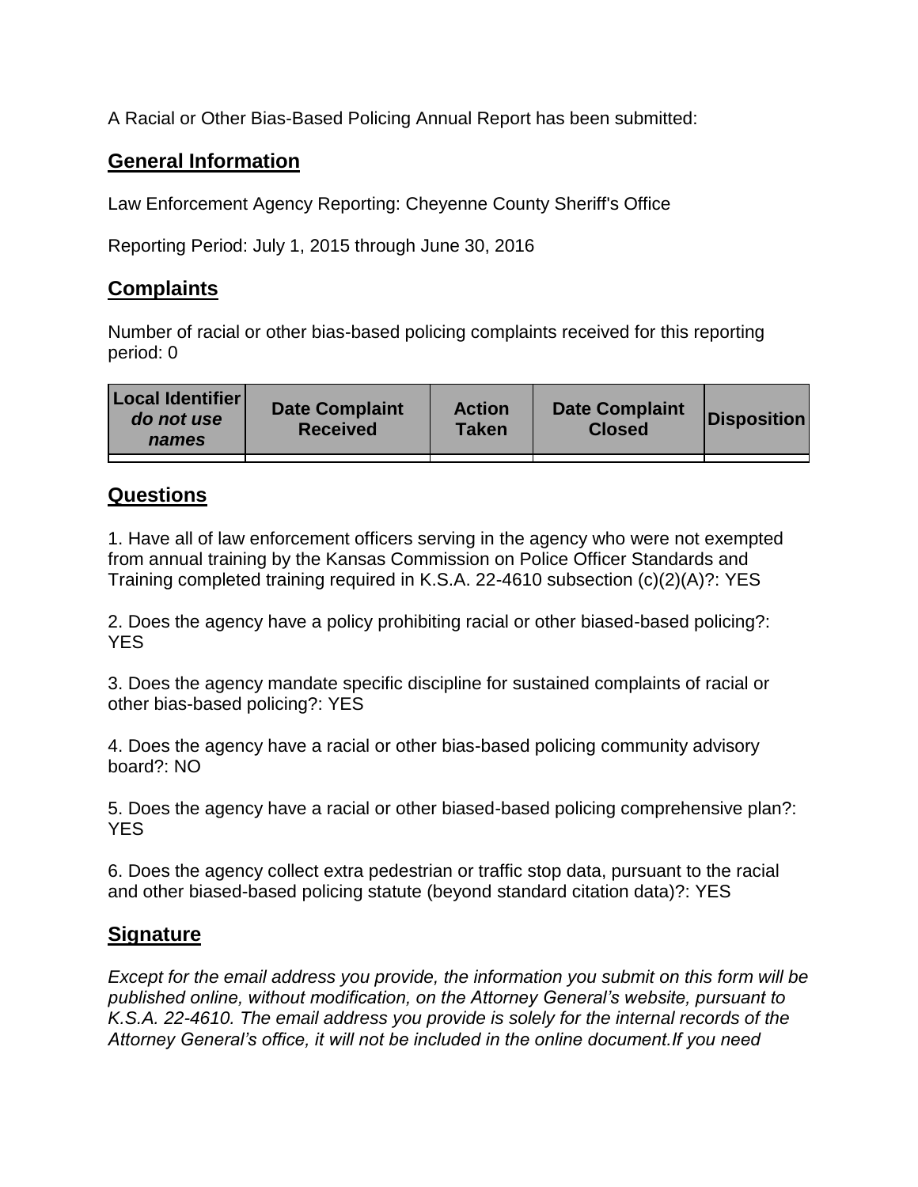A Racial or Other Bias-Based Policing Annual Report has been submitted:

## General Information

Law Enforcement Agency Reporting: Cheyenne County Sheriff's Office

Reporting Period: July 1, 2015 through June 30, 2016

## Complaints

Number of racial or other bias-based policing complaints received for this reporting period: 0

| **Local Identifier** ***do not use names*** | **Date Complaint Received** | **Action Taken** | **Date Complaint Closed** | **Disposition** |
|---|---|---|---|---|
| | | | | |

## Questions

1. Have all of law enforcement officers serving in the agency who were not exempted from annual training by the Kansas Commission on Police Officer Standards and Training completed training required in K.S.A. 22-4610 subsection (c)(2)(A)?: YES

2. Does the agency have a policy prohibiting racial or other biased-based policing?: YES

3. Does the agency mandate specific discipline for sustained complaints of racial or other bias-based policing?: YES

4. Does the agency have a racial or other bias-based policing community advisory board?: NO

5. Does the agency have a racial or other biased-based policing comprehensive plan?: YES

6. Does the agency collect extra pedestrian or traffic stop data, pursuant to the racial and other biased-based policing statute (beyond standard citation data)?: YES

## Signature

*Except for the email address you provide, the information you submit on this form will be published online, without modification, on the Attorney General's website, pursuant to K.S.A. 22-4610. The email address you provide is solely for the internal records of the Attorney General's office, it will not be included in the online document.If you need*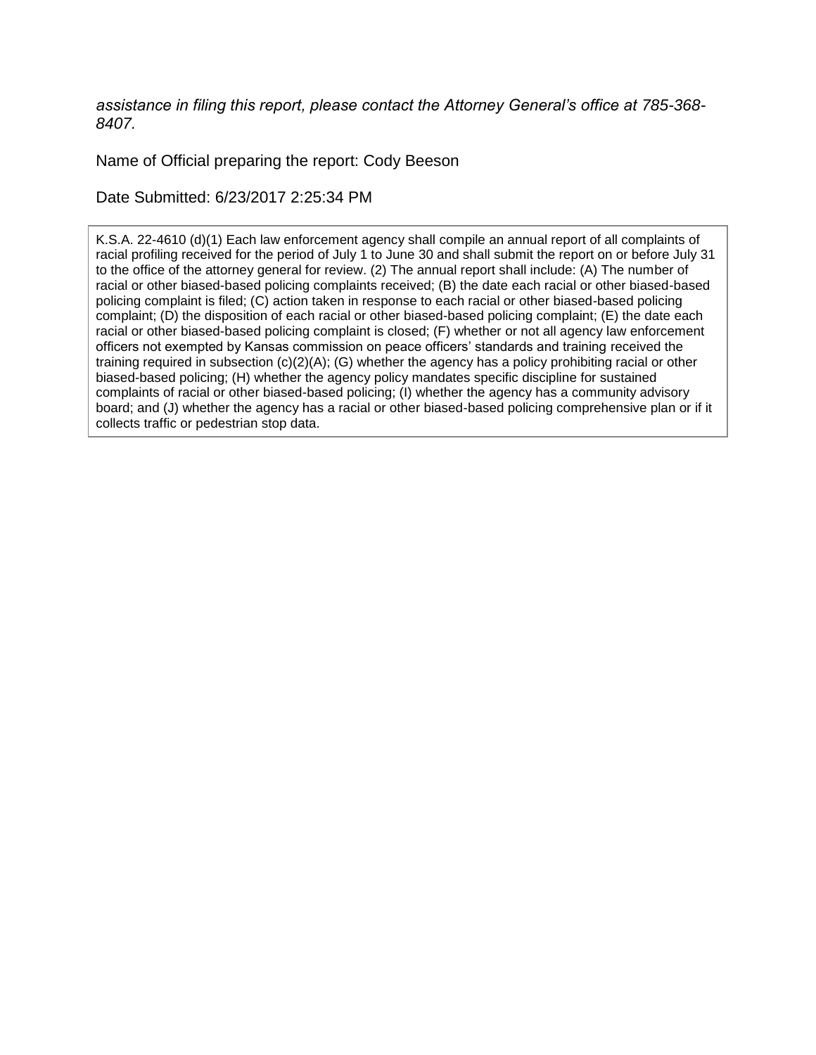*assistance in filing this report, please contact the Attorney General's office at 785-368-8407.*

Name of Official preparing the report: Cody Beeson

Date Submitted: 6/23/2017 2:25:34 PM

K.S.A. 22-4610 (d)(1) Each law enforcement agency shall compile an annual report of all complaints of racial profiling received for the period of July 1 to June 30 and shall submit the report on or before July 31 to the office of the attorney general for review. (2) The annual report shall include: (A) The number of racial or other biased-based policing complaints received; (B) the date each racial or other biased-based policing complaint is filed; (C) action taken in response to each racial or other biased-based policing complaint; (D) the disposition of each racial or other biased-based policing complaint; (E) the date each racial or other biased-based policing complaint is closed; (F) whether or not all agency law enforcement officers not exempted by Kansas commission on peace officers' standards and training received the training required in subsection (c)(2)(A); (G) whether the agency has a policy prohibiting racial or other biased-based policing; (H) whether the agency policy mandates specific discipline for sustained complaints of racial or other biased-based policing; (I) whether the agency has a community advisory board; and (J) whether the agency has a racial or other biased-based policing comprehensive plan or if it collects traffic or pedestrian stop data.